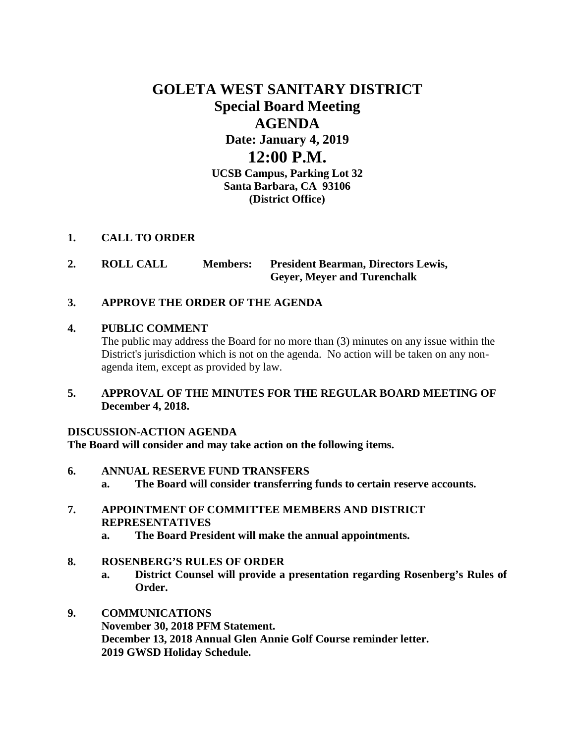# GOLETA WEST SANITARY DISTRICT

## Special Board Meeting

## AGENDA

**Date: January 4, 2019**

## 12:00 P.M.

**UCSB Campus, Parking Lot 32**
**Santa Barbara, CA 93106**
**(District Office)**

1. **CALL TO ORDER**

2. **ROLL CALL** **Members:** **President Bearman, Directors Lewis, Geyer, Meyer and Turenchalk**

3. **APPROVE THE ORDER OF THE AGENDA**

4. **PUBLIC COMMENT**
   The public may address the Board for no more than (3) minutes on any issue within the District's jurisdiction which is not on the agenda. No action will be taken on any non-agenda item, except as provided by law.

5. **APPROVAL OF THE MINUTES FOR THE REGULAR BOARD MEETING OF December 4, 2018.**

**DISCUSSION-ACTION AGENDA**
**The Board will consider and may take action on the following items.**

6. **ANNUAL RESERVE FUND TRANSFERS**
   a. **The Board will consider transferring funds to certain reserve accounts.**

7. **APPOINTMENT OF COMMITTEE MEMBERS AND DISTRICT REPRESENTATIVES**
   a. **The Board President will make the annual appointments.**

8. **ROSENBERG'S RULES OF ORDER**
   a. **District Counsel will provide a presentation regarding Rosenberg's Rules of Order.**

9. **COMMUNICATIONS**
   **November 30, 2018 PFM Statement.**
   **December 13, 2018 Annual Glen Annie Golf Course reminder letter.**
   **2019 GWSD Holiday Schedule.**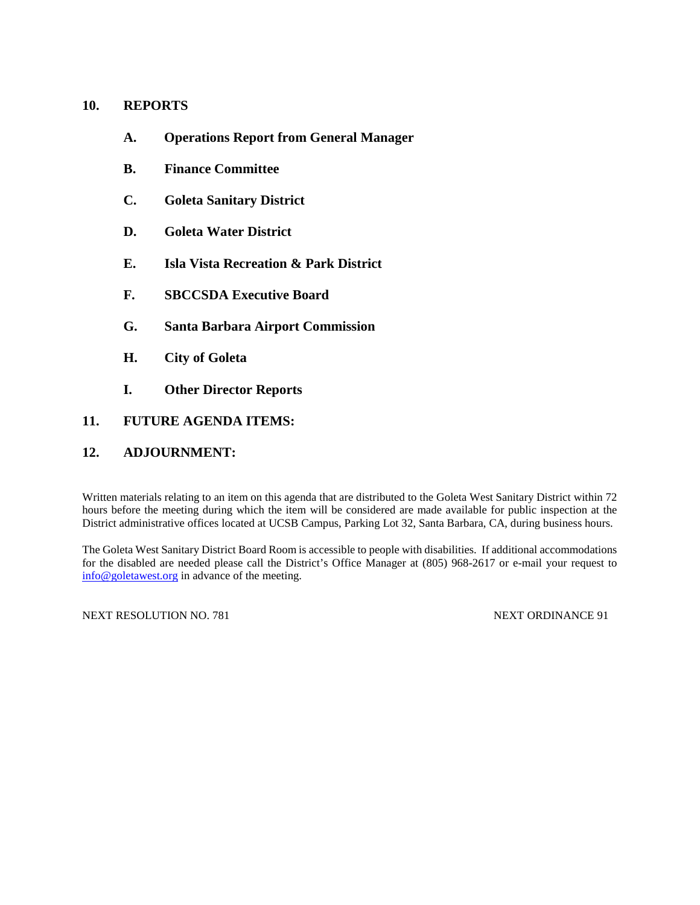## 10. REPORTS

**A. Operations Report from General Manager**

**B. Finance Committee**

**C. Goleta Sanitary District**

**D. Goleta Water District**

**E. Isla Vista Recreation & Park District**

**F. SBCCSDA Executive Board**

**G. Santa Barbara Airport Commission**

**H. City of Goleta**

**I. Other Director Reports**

## 11. FUTURE AGENDA ITEMS:

## 12. ADJOURNMENT:

Written materials relating to an item on this agenda that are distributed to the Goleta West Sanitary District within 72 hours before the meeting during which the item will be considered are made available for public inspection at the District administrative offices located at UCSB Campus, Parking Lot 32, Santa Barbara, CA, during business hours.

The Goleta West Sanitary District Board Room is accessible to people with disabilities. If additional accommodations for the disabled are needed please call the District's Office Manager at (805) 968-2617 or e-mail your request to info@goletawest.org in advance of the meeting.

NEXT RESOLUTION NO. 781 NEXT ORDINANCE 91